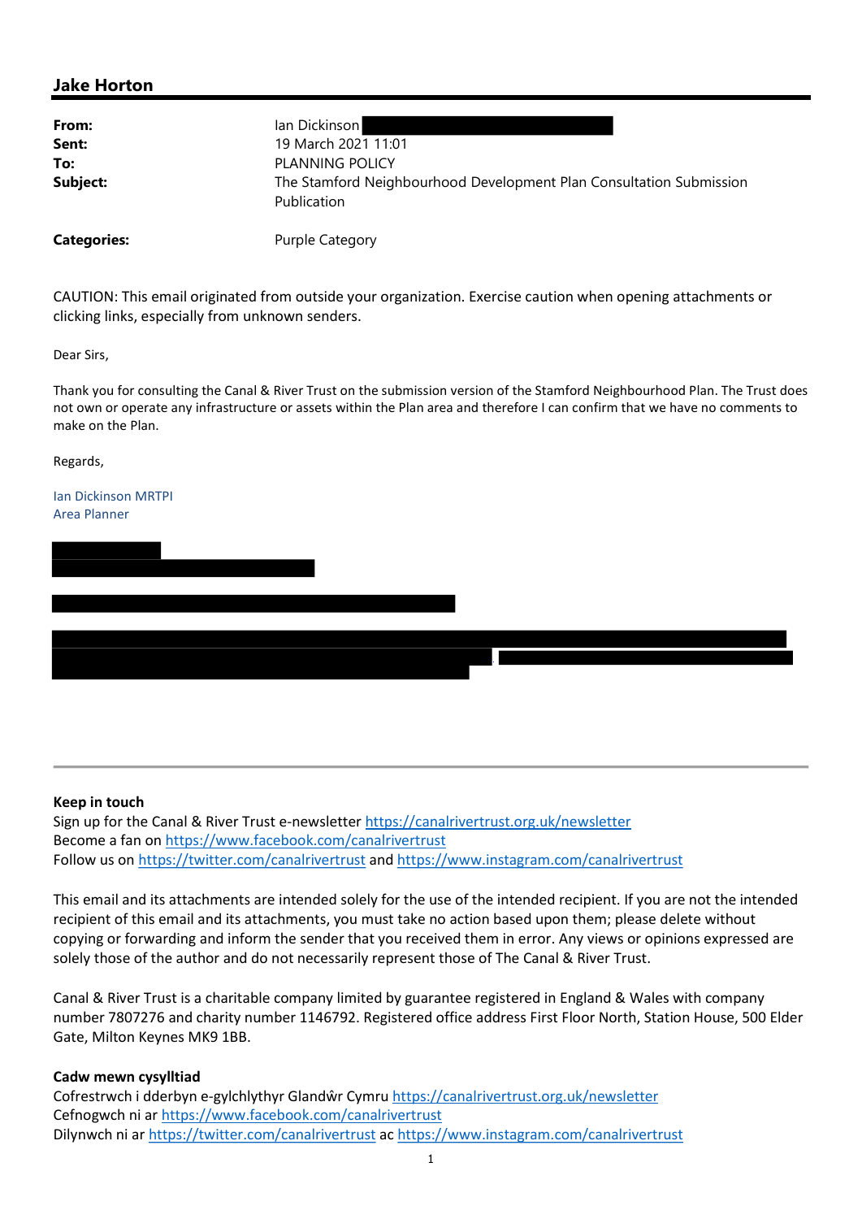## Jake Horton

| | |
|---|---|
| **From:** | Ian Dickinson |
| **Sent:** | 19 March 2021 11:01 |
| **To:** | PLANNING POLICY |
| **Subject:** | The Stamford Neighbourhood Development Plan Consultation Submission Publication |
| **Categories:** | Purple Category |

CAUTION: This email originated from outside your organization. Exercise caution when opening attachments or clicking links, especially from unknown senders.

Dear Sirs,

Thank you for consulting the Canal & River Trust on the submission version of the Stamford Neighbourhood Plan. The Trust does not own or operate any infrastructure or assets within the Plan area and therefore I can confirm that we have no comments to make on the Plan.

Regards,

Ian Dickinson MRTPI
Area Planner

---

**Keep in touch**
Sign up for the Canal & River Trust e-newsletter https://canalrivertrust.org.uk/newsletter
Become a fan on https://www.facebook.com/canalrivertrust
Follow us on https://twitter.com/canalrivertrust and https://www.instagram.com/canalrivertrust

This email and its attachments are intended solely for the use of the intended recipient. If you are not the intended recipient of this email and its attachments, you must take no action based upon them; please delete without copying or forwarding and inform the sender that you received them in error. Any views or opinions expressed are solely those of the author and do not necessarily represent those of The Canal & River Trust.

Canal & River Trust is a charitable company limited by guarantee registered in England & Wales with company number 7807276 and charity number 1146792. Registered office address First Floor North, Station House, 500 Elder Gate, Milton Keynes MK9 1BB.

**Cadw mewn cysylltiad**
Cofrestrwch i dderbyn e-gylchlythyr Glandŵr Cymru https://canalrivertrust.org.uk/newsletter
Cefnogwch ni ar https://www.facebook.com/canalrivertrust
Dilynwch ni ar https://twitter.com/canalrivertrust ac https://www.instagram.com/canalrivertrust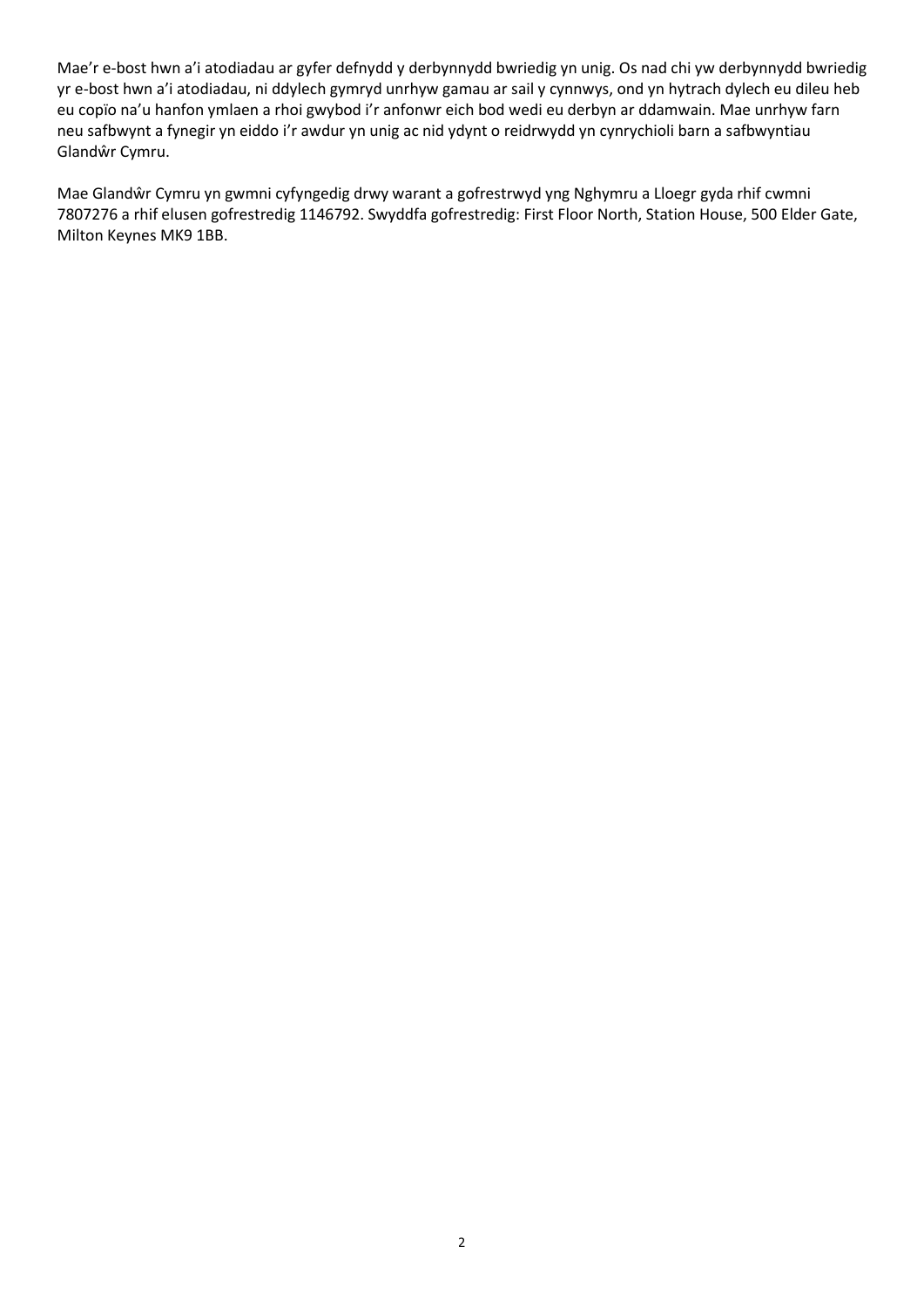Mae'r e-bost hwn a'i atodiadau ar gyfer defnydd y derbynnydd bwriedig yn unig. Os nad chi yw derbynnydd bwriedig yr e-bost hwn a'i atodiadau, ni ddylech gymryd unrhyw gamau ar sail y cynnwys, ond yn hytrach dylech eu dileu heb eu copïo na'u hanfon ymlaen a rhoi gwybod i'r anfonwr eich bod wedi eu derbyn ar ddamwain. Mae unrhyw farn neu safbwynt a fynegir yn eiddo i'r awdur yn unig ac nid ydynt o reidrwydd yn cynrychioli barn a safbwyntiau Glandŵr Cymru.

Mae Glandŵr Cymru yn gwmni cyfyngedig drwy warant a gofrestrwyd yng Nghymru a Lloegr gyda rhif cwmni 7807276 a rhif elusen gofrestredig 1146792. Swyddfa gofrestredig: First Floor North, Station House, 500 Elder Gate, Milton Keynes MK9 1BB.